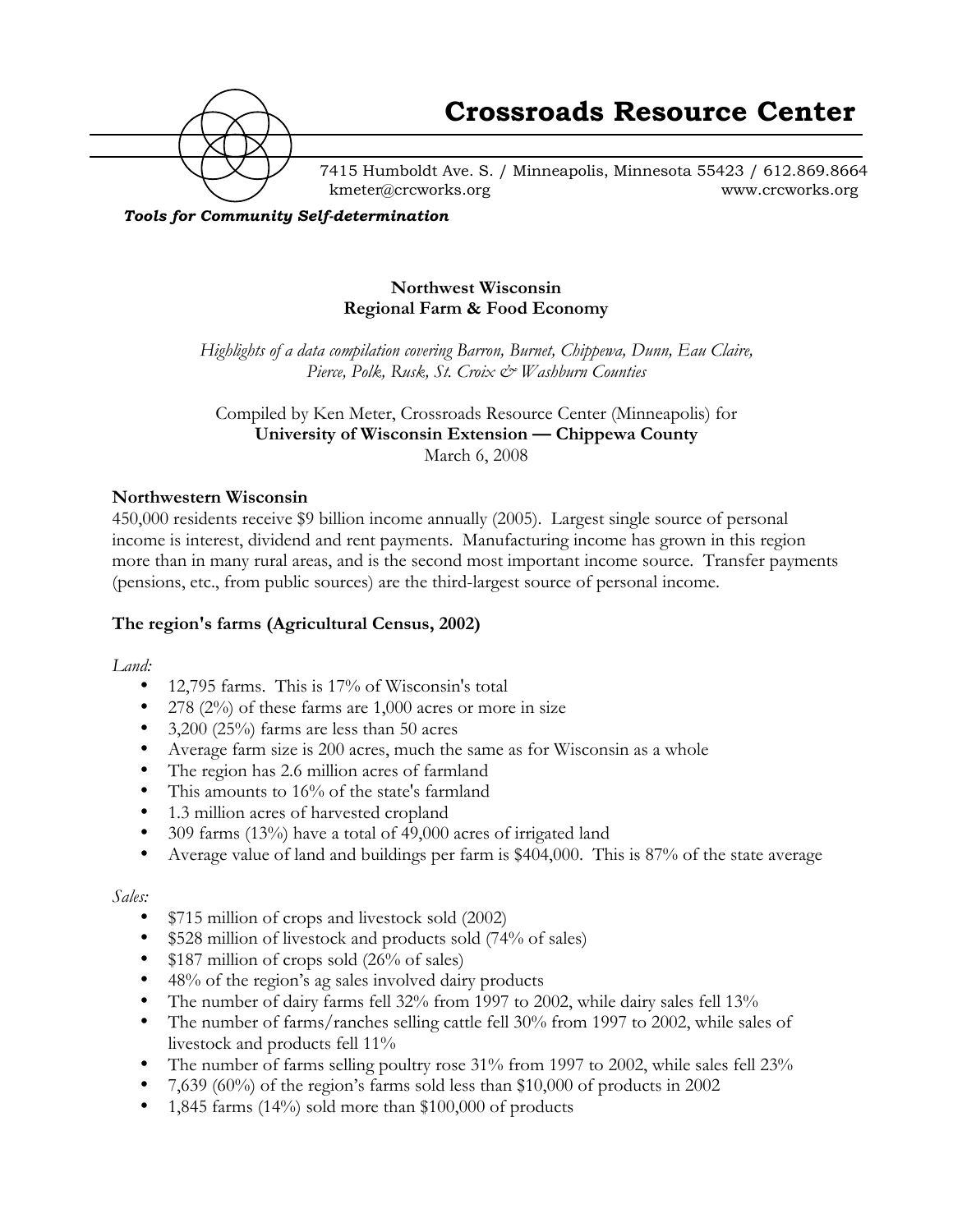# Crossroads Resource Center

7415 Humboldt Ave. S. / Minneapolis, Minnesota 55423 / 612.869.8664
kmeter@crcworks.org www.crcworks.org

***Tools for Community Self-determination***

**Northwest Wisconsin**
**Regional Farm & Food Economy**

*Highlights of a data compilation covering Barron, Burnet, Chippewa, Dunn, Eau Claire, Pierce, Polk, Rusk, St. Croix & Washburn Counties*

Compiled by Ken Meter, Crossroads Resource Center (Minneapolis) for
**University of Wisconsin Extension — Chippewa County**
March 6, 2008

## Northwestern Wisconsin

450,000 residents receive $9 billion income annually (2005). Largest single source of personal income is interest, dividend and rent payments. Manufacturing income has grown in this region more than in many rural areas, and is the second most important income source. Transfer payments (pensions, etc., from public sources) are the third-largest source of personal income.

## The region's farms (Agricultural Census, 2002)

*Land:*

- 12,795 farms. This is 17% of Wisconsin's total
- 278 (2%) of these farms are 1,000 acres or more in size
- 3,200 (25%) farms are less than 50 acres
- Average farm size is 200 acres, much the same as for Wisconsin as a whole
- The region has 2.6 million acres of farmland
- This amounts to 16% of the state's farmland
- 1.3 million acres of harvested cropland
- 309 farms (13%) have a total of 49,000 acres of irrigated land
- Average value of land and buildings per farm is $404,000. This is 87% of the state average

*Sales:*

- $715 million of crops and livestock sold (2002)
- $528 million of livestock and products sold (74% of sales)
- $187 million of crops sold (26% of sales)
- 48% of the region's ag sales involved dairy products
- The number of dairy farms fell 32% from 1997 to 2002, while dairy sales fell 13%
- The number of farms/ranches selling cattle fell 30% from 1997 to 2002, while sales of livestock and products fell 11%
- The number of farms selling poultry rose 31% from 1997 to 2002, while sales fell 23%
- 7,639 (60%) of the region's farms sold less than $10,000 of products in 2002
- 1,845 farms (14%) sold more than $100,000 of products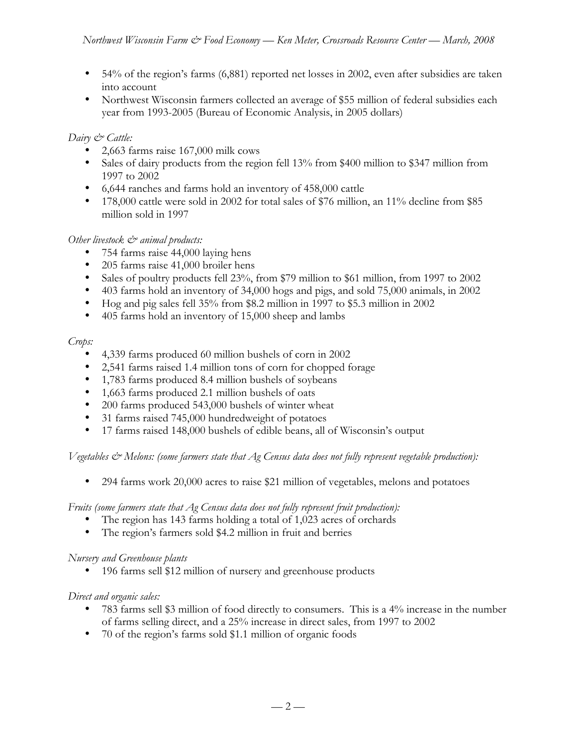- 54% of the region's farms (6,881) reported net losses in 2002, even after subsidies are taken into account
- Northwest Wisconsin farmers collected an average of $55 million of federal subsidies each year from 1993-2005 (Bureau of Economic Analysis, in 2005 dollars)

*Dairy & Cattle:*

- 2,663 farms raise 167,000 milk cows
- Sales of dairy products from the region fell 13% from $400 million to $347 million from 1997 to 2002
- 6,644 ranches and farms hold an inventory of 458,000 cattle
- 178,000 cattle were sold in 2002 for total sales of $76 million, an 11% decline from $85 million sold in 1997

*Other livestock & animal products:*

- 754 farms raise 44,000 laying hens
- 205 farms raise 41,000 broiler hens
- Sales of poultry products fell 23%, from $79 million to $61 million, from 1997 to 2002
- 403 farms hold an inventory of 34,000 hogs and pigs, and sold 75,000 animals, in 2002
- Hog and pig sales fell 35% from $8.2 million in 1997 to $5.3 million in 2002
- 405 farms hold an inventory of 15,000 sheep and lambs

*Crops:*

- 4,339 farms produced 60 million bushels of corn in 2002
- 2,541 farms raised 1.4 million tons of corn for chopped forage
- 1,783 farms produced 8.4 million bushels of soybeans
- 1,663 farms produced 2.1 million bushels of oats
- 200 farms produced 543,000 bushels of winter wheat
- 31 farms raised 745,000 hundredweight of potatoes
- 17 farms raised 148,000 bushels of edible beans, all of Wisconsin's output

*Vegetables & Melons: (some farmers state that Ag Census data does not fully represent vegetable production):*

- 294 farms work 20,000 acres to raise $21 million of vegetables, melons and potatoes

*Fruits (some farmers state that Ag Census data does not fully represent fruit production):*

- The region has 143 farms holding a total of 1,023 acres of orchards
- The region's farmers sold $4.2 million in fruit and berries

*Nursery and Greenhouse plants*

- 196 farms sell $12 million of nursery and greenhouse products

*Direct and organic sales:*

- 783 farms sell $3 million of food directly to consumers. This is a 4% increase in the number of farms selling direct, and a 25% increase in direct sales, from 1997 to 2002
- 70 of the region's farms sold $1.1 million of organic foods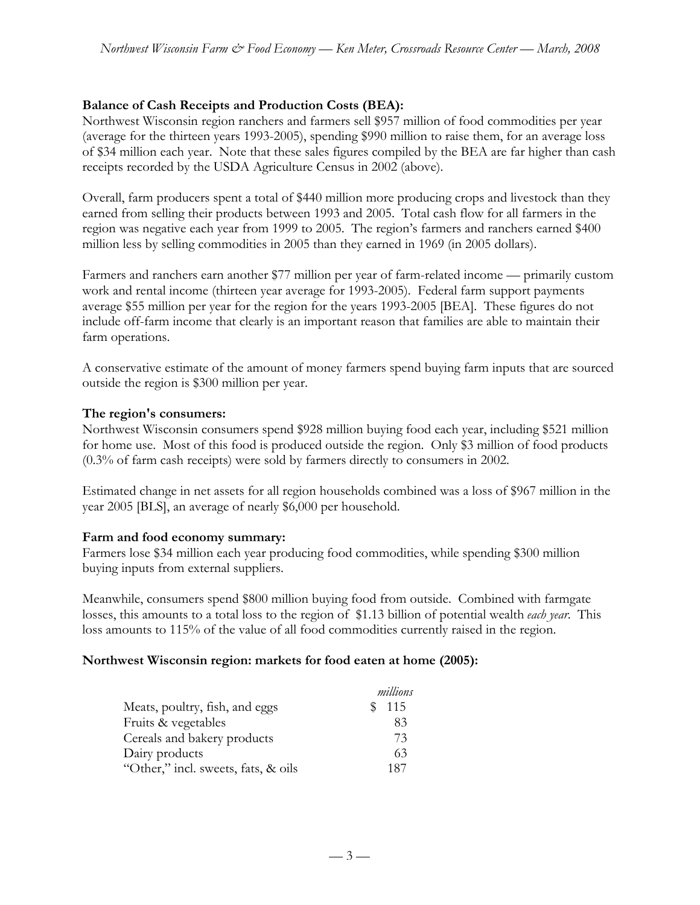**Balance of Cash Receipts and Production Costs (BEA):**

Northwest Wisconsin region ranchers and farmers sell $957 million of food commodities per year (average for the thirteen years 1993-2005), spending $990 million to raise them, for an average loss of $34 million each year. Note that these sales figures compiled by the BEA are far higher than cash receipts recorded by the USDA Agriculture Census in 2002 (above).

Overall, farm producers spent a total of $440 million more producing crops and livestock than they earned from selling their products between 1993 and 2005. Total cash flow for all farmers in the region was negative each year from 1999 to 2005. The region's farmers and ranchers earned $400 million less by selling commodities in 2005 than they earned in 1969 (in 2005 dollars).

Farmers and ranchers earn another $77 million per year of farm-related income — primarily custom work and rental income (thirteen year average for 1993-2005). Federal farm support payments average $55 million per year for the region for the years 1993-2005 [BEA]. These figures do not include off-farm income that clearly is an important reason that families are able to maintain their farm operations.

A conservative estimate of the amount of money farmers spend buying farm inputs that are sourced outside the region is $300 million per year.

**The region's consumers:**

Northwest Wisconsin consumers spend $928 million buying food each year, including $521 million for home use. Most of this food is produced outside the region. Only $3 million of food products (0.3% of farm cash receipts) were sold by farmers directly to consumers in 2002.

Estimated change in net assets for all region households combined was a loss of $967 million in the year 2005 [BLS], an average of nearly $6,000 per household.

**Farm and food economy summary:**

Farmers lose $34 million each year producing food commodities, while spending $300 million buying inputs from external suppliers.

Meanwhile, consumers spend $800 million buying food from outside. Combined with farmgate losses, this amounts to a total loss to the region of $1.13 billion of potential wealth *each year*. This loss amounts to 115% of the value of all food commodities currently raised in the region.

**Northwest Wisconsin region: markets for food eaten at home (2005):**

| | *millions* |
|---|---|
| Meats, poultry, fish, and eggs | $ 115 |
| Fruits & vegetables | 83 |
| Cereals and bakery products | 73 |
| Dairy products | 63 |
| "Other," incl. sweets, fats, & oils | 187 |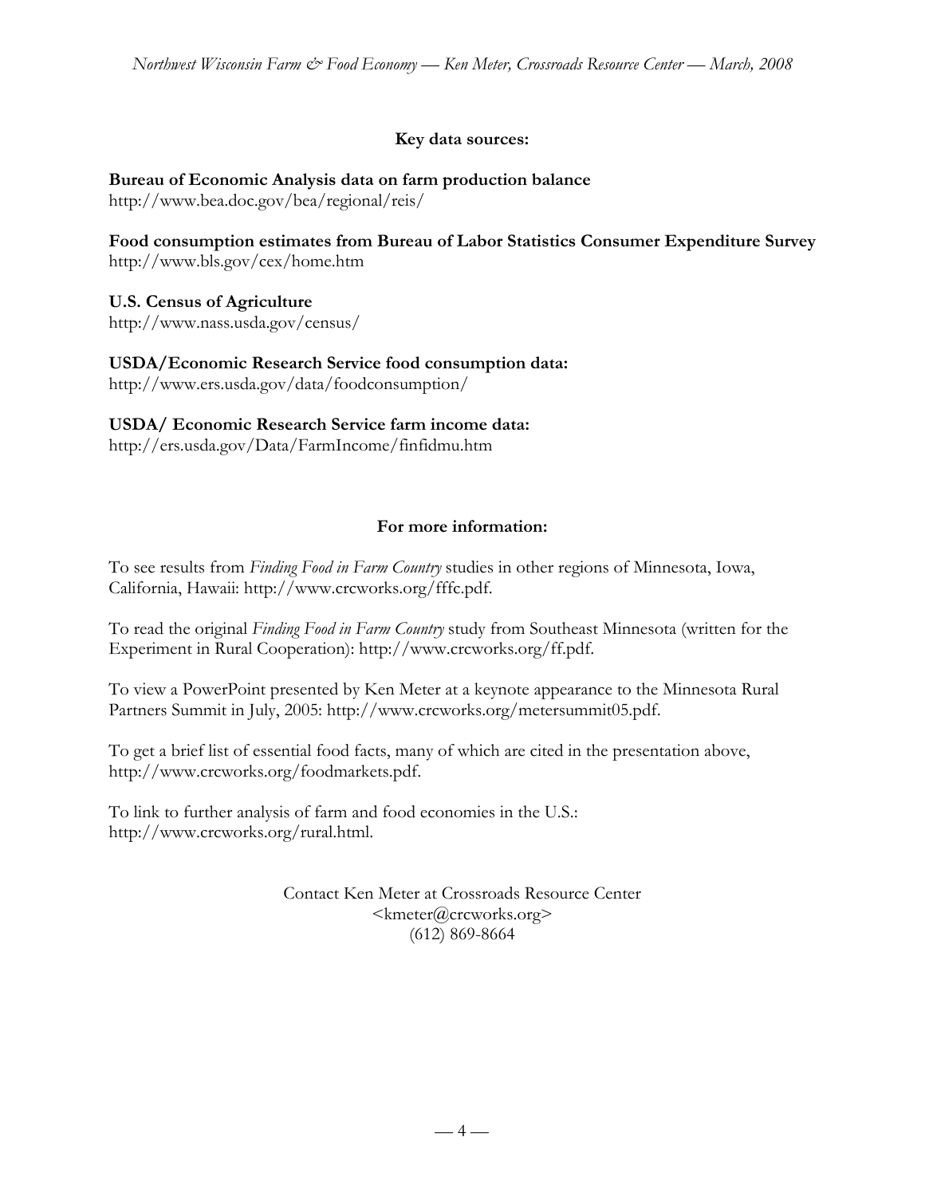### Key data sources:

**Bureau of Economic Analysis data on farm production balance**
http://www.bea.doc.gov/bea/regional/reis/

**Food consumption estimates from Bureau of Labor Statistics Consumer Expenditure Survey**
http://www.bls.gov/cex/home.htm

**U.S. Census of Agriculture**
http://www.nass.usda.gov/census/

**USDA/Economic Research Service food consumption data:**
http://www.ers.usda.gov/data/foodconsumption/

**USDA/ Economic Research Service farm income data:**
http://ers.usda.gov/Data/FarmIncome/finfidmu.htm

### For more information:

To see results from *Finding Food in Farm Country* studies in other regions of Minnesota, Iowa, California, Hawaii: http://www.crcworks.org/fffc.pdf.

To read the original *Finding Food in Farm Country* study from Southeast Minnesota (written for the Experiment in Rural Cooperation): http://www.crcworks.org/ff.pdf.

To view a PowerPoint presented by Ken Meter at a keynote appearance to the Minnesota Rural Partners Summit in July, 2005: http://www.crcworks.org/metersummit05.pdf.

To get a brief list of essential food facts, many of which are cited in the presentation above, http://www.crcworks.org/foodmarkets.pdf.

To link to further analysis of farm and food economies in the U.S.: http://www.crcworks.org/rural.html.

Contact Ken Meter at Crossroads Resource Center
<kmeter@crcworks.org>
(612) 869-8664